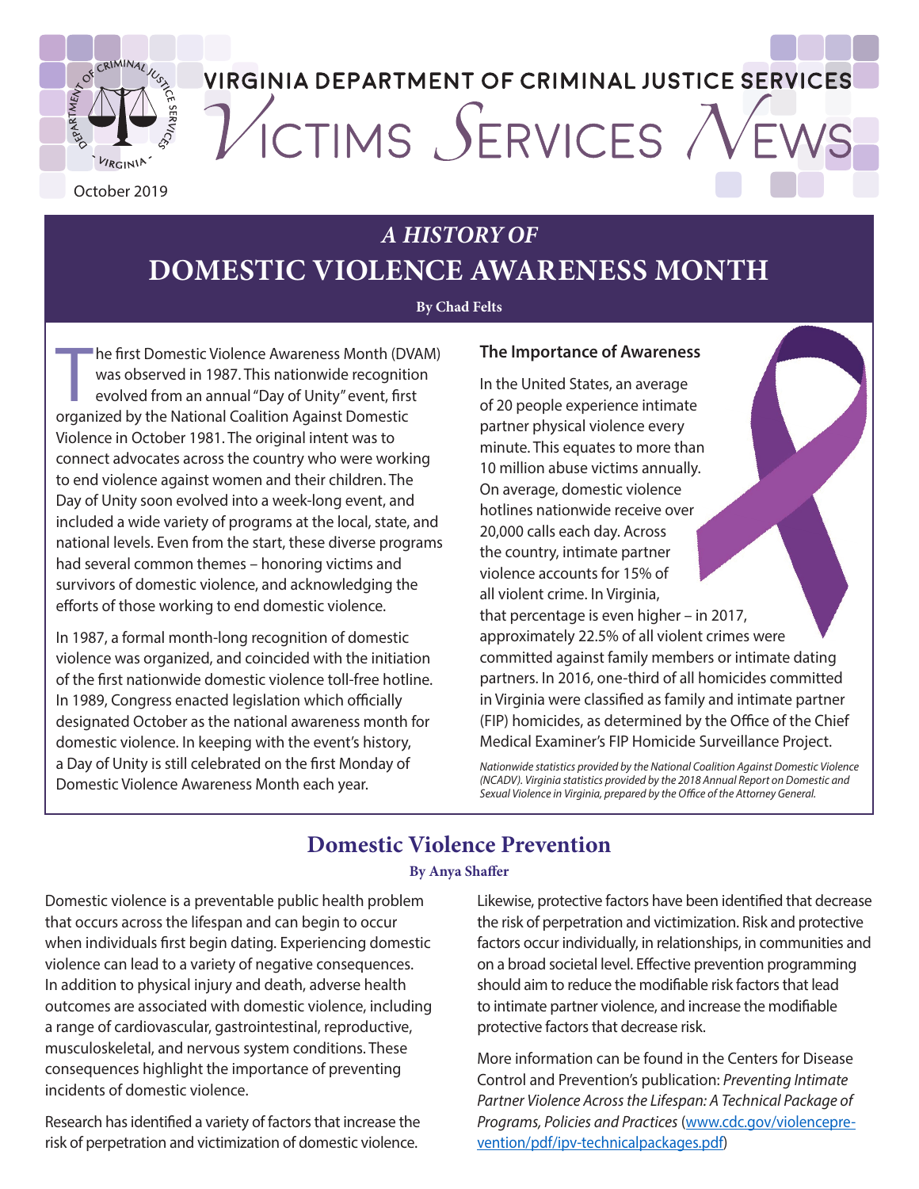VIRGINIA DEPARTMENT OF CRIMINAL JUSTICE SERVICES

# Victims Services News

October 2019

## *A HISTORY OF* DOMESTIC VIOLENCE AWARENESS MONTH

**By Chad Felts**

The first Domestic Violence Awareness Month (DVAM) was observed in 1987. This nationwide recognition evolved from an annual "Day of Unity" event, first organized by the National Coalition Against Domestic Violence in October 1981. The original intent was to connect advocates across the country who were working to end violence against women and their children. The Day of Unity soon evolved into a week-long event, and included a wide variety of programs at the local, state, and national levels. Even from the start, these diverse programs had several common themes – honoring victims and survivors of domestic violence, and acknowledging the efforts of those working to end domestic violence.

In 1987, a formal month-long recognition of domestic violence was organized, and coincided with the initiation of the first nationwide domestic violence toll-free hotline. In 1989, Congress enacted legislation which officially designated October as the national awareness month for domestic violence. In keeping with the event's history, a Day of Unity is still celebrated on the first Monday of Domestic Violence Awareness Month each year.

### The Importance of Awareness

In the United States, an average of 20 people experience intimate partner physical violence every minute. This equates to more than 10 million abuse victims annually. On average, domestic violence hotlines nationwide receive over 20,000 calls each day. Across the country, intimate partner violence accounts for 15% of all violent crime. In Virginia, that percentage is even higher – in 2017, approximately 22.5% of all violent crimes were committed against family members or intimate dating partners. In 2016, one-third of all homicides committed in Virginia were classified as family and intimate partner (FIP) homicides, as determined by the Office of the Chief Medical Examiner's FIP Homicide Surveillance Project.

*Nationwide statistics provided by the National Coalition Against Domestic Violence (NCADV). Virginia statistics provided by the 2018 Annual Report on Domestic and Sexual Violence in Virginia, prepared by the Office of the Attorney General.*

## Domestic Violence Prevention

**By Anya Shaffer**

Domestic violence is a preventable public health problem that occurs across the lifespan and can begin to occur when individuals first begin dating. Experiencing domestic violence can lead to a variety of negative consequences. In addition to physical injury and death, adverse health outcomes are associated with domestic violence, including a range of cardiovascular, gastrointestinal, reproductive, musculoskeletal, and nervous system conditions. These consequences highlight the importance of preventing incidents of domestic violence.

Research has identified a variety of factors that increase the risk of perpetration and victimization of domestic violence. Likewise, protective factors have been identified that decrease the risk of perpetration and victimization. Risk and protective factors occur individually, in relationships, in communities and on a broad societal level. Effective prevention programming should aim to reduce the modifiable risk factors that lead to intimate partner violence, and increase the modifiable protective factors that decrease risk.

More information can be found in the Centers for Disease Control and Prevention's publication: *Preventing Intimate Partner Violence Across the Lifespan: A Technical Package of Programs, Policies and Practices* (www.cdc.gov/violenceprevention/pdf/ipv-technicalpackages.pdf)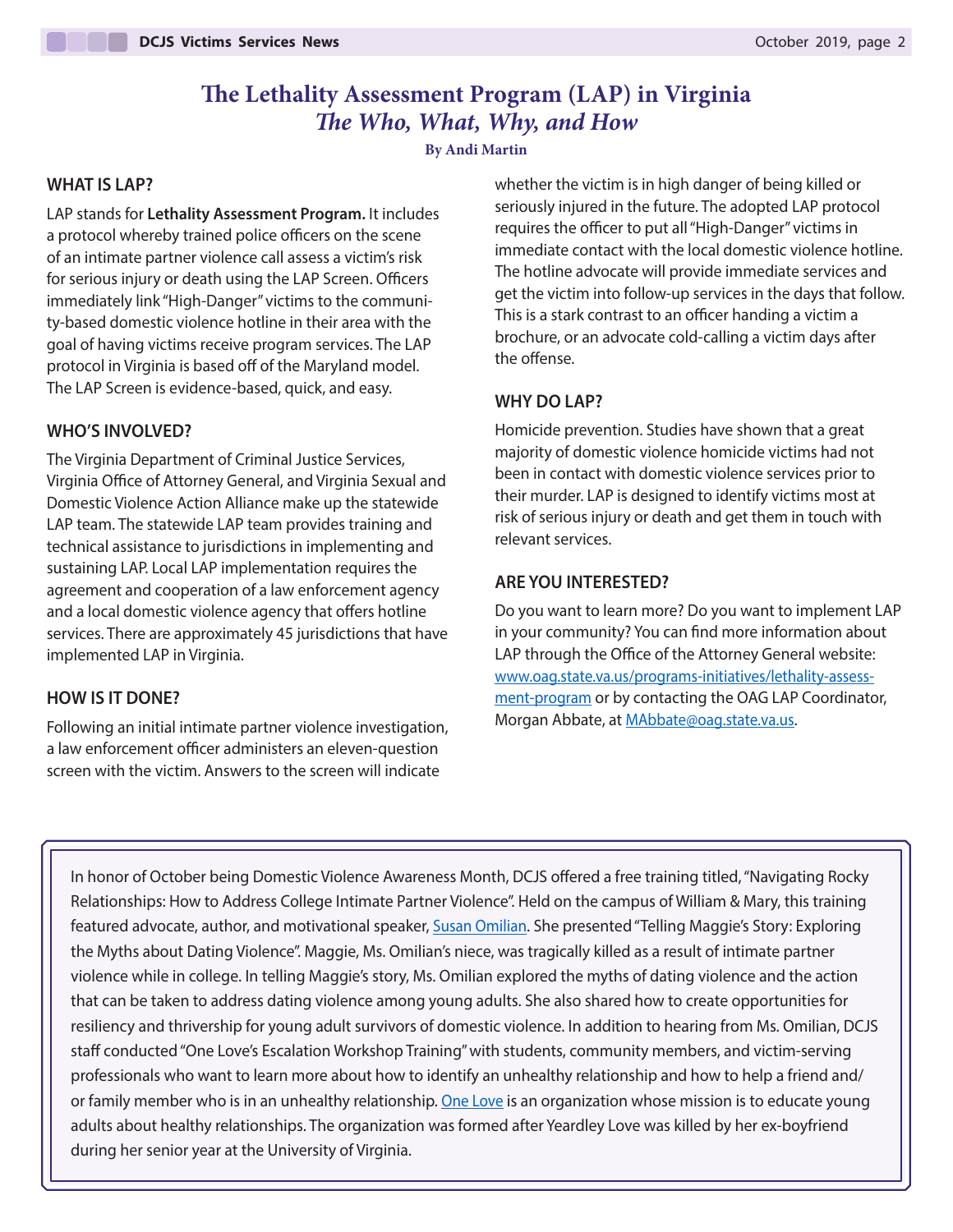# The Lethality Assessment Program (LAP) in Virginia
## *The Who, What, Why, and How*

**By Andi Martin**

### WHAT IS LAP?

LAP stands for **Lethality Assessment Program.** It includes a protocol whereby trained police officers on the scene of an intimate partner violence call assess a victim's risk for serious injury or death using the LAP Screen. Officers immediately link "High-Danger" victims to the community-based domestic violence hotline in their area with the goal of having victims receive program services. The LAP protocol in Virginia is based off of the Maryland model. The LAP Screen is evidence-based, quick, and easy.

### WHO'S INVOLVED?

The Virginia Department of Criminal Justice Services, Virginia Office of Attorney General, and Virginia Sexual and Domestic Violence Action Alliance make up the statewide LAP team. The statewide LAP team provides training and technical assistance to jurisdictions in implementing and sustaining LAP. Local LAP implementation requires the agreement and cooperation of a law enforcement agency and a local domestic violence agency that offers hotline services. There are approximately 45 jurisdictions that have implemented LAP in Virginia.

### HOW IS IT DONE?

Following an initial intimate partner violence investigation, a law enforcement officer administers an eleven-question screen with the victim. Answers to the screen will indicate whether the victim is in high danger of being killed or seriously injured in the future. The adopted LAP protocol requires the officer to put all "High-Danger" victims in immediate contact with the local domestic violence hotline. The hotline advocate will provide immediate services and get the victim into follow-up services in the days that follow. This is a stark contrast to an officer handing a victim a brochure, or an advocate cold-calling a victim days after the offense.

### WHY DO LAP?

Homicide prevention. Studies have shown that a great majority of domestic violence homicide victims had not been in contact with domestic violence services prior to their murder. LAP is designed to identify victims most at risk of serious injury or death and get them in touch with relevant services.

### ARE YOU INTERESTED?

Do you want to learn more? Do you want to implement LAP in your community? You can find more information about LAP through the Office of the Attorney General website: www.oag.state.va.us/programs-initiatives/lethality-assessment-program or by contacting the OAG LAP Coordinator, Morgan Abbate, at MAbbate@oag.state.va.us.

---

In honor of October being Domestic Violence Awareness Month, DCJS offered a free training titled, "Navigating Rocky Relationships: How to Address College Intimate Partner Violence". Held on the campus of William & Mary, this training featured advocate, author, and motivational speaker, Susan Omilian. She presented "Telling Maggie's Story: Exploring the Myths about Dating Violence". Maggie, Ms. Omilian's niece, was tragically killed as a result of intimate partner violence while in college. In telling Maggie's story, Ms. Omilian explored the myths of dating violence and the action that can be taken to address dating violence among young adults. She also shared how to create opportunities for resiliency and thrivership for young adult survivors of domestic violence. In addition to hearing from Ms. Omilian, DCJS staff conducted "One Love's Escalation Workshop Training" with students, community members, and victim-serving professionals who want to learn more about how to identify an unhealthy relationship and how to help a friend and/or family member who is in an unhealthy relationship. One Love is an organization whose mission is to educate young adults about healthy relationships. The organization was formed after Yeardley Love was killed by her ex-boyfriend during her senior year at the University of Virginia.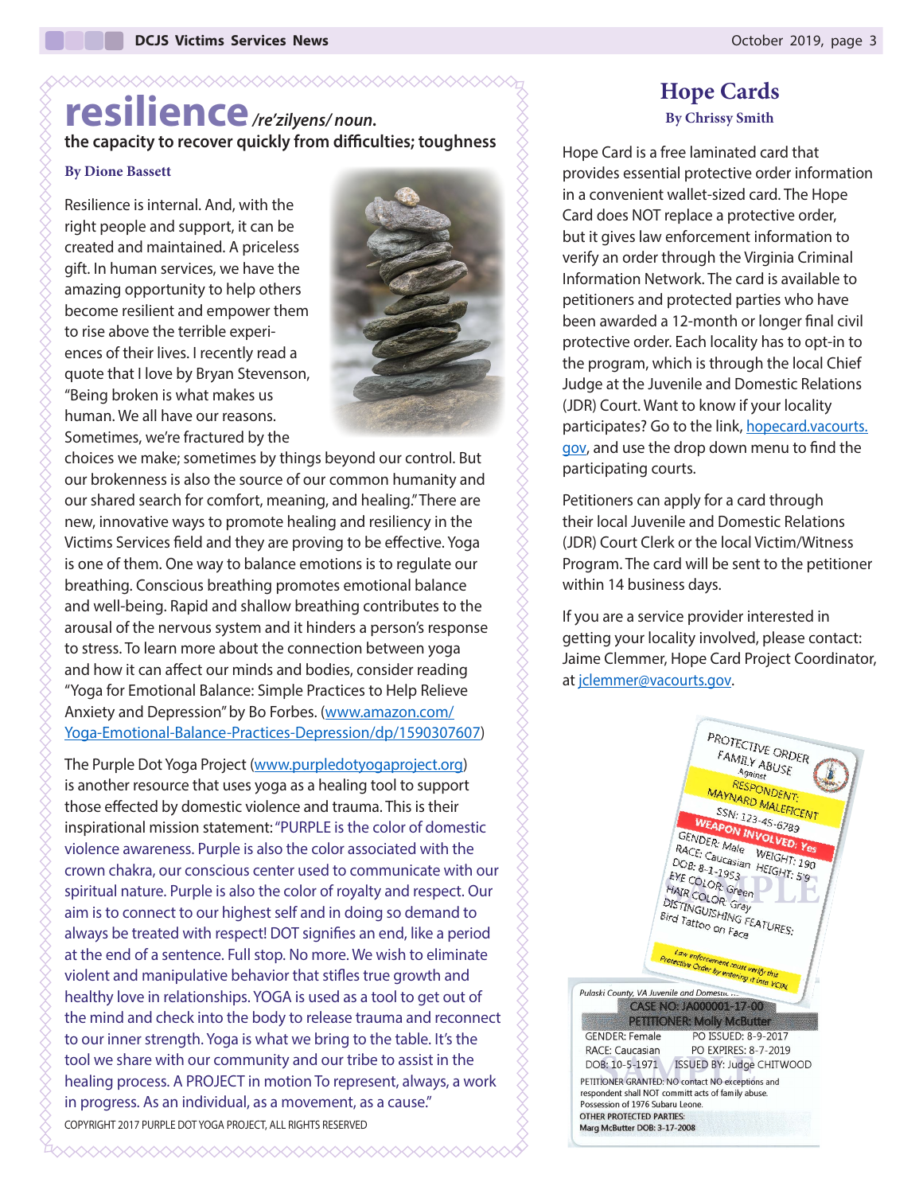# resilience */re'zilyens/ noun.*

**the capacity to recover quickly from difficulties; toughness**

**By Dione Bassett**

Resilience is internal. And, with the right people and support, it can be created and maintained. A priceless gift. In human services, we have the amazing opportunity to help others become resilient and empower them to rise above the terrible experiences of their lives. I recently read a quote that I love by Bryan Stevenson, "Being broken is what makes us human. We all have our reasons. Sometimes, we're fractured by the choices we make; sometimes by things beyond our control. But our brokenness is also the source of our common humanity and our shared search for comfort, meaning, and healing." There are new, innovative ways to promote healing and resiliency in the Victims Services field and they are proving to be effective. Yoga is one of them. One way to balance emotions is to regulate our breathing. Conscious breathing promotes emotional balance and well-being. Rapid and shallow breathing contributes to the arousal of the nervous system and it hinders a person's response to stress. To learn more about the connection between yoga and how it can affect our minds and bodies, consider reading "Yoga for Emotional Balance: Simple Practices to Help Relieve Anxiety and Depression" by Bo Forbes. (www.amazon.com/Yoga-Emotional-Balance-Practices-Depression/dp/1590307607)

The Purple Dot Yoga Project (www.purpledotyogaproject.org) is another resource that uses yoga as a healing tool to support those effected by domestic violence and trauma. This is their inspirational mission statement: "PURPLE is the color of domestic violence awareness. Purple is also the color associated with the crown chakra, our conscious center used to communicate with our spiritual nature. Purple is also the color of royalty and respect. Our aim is to connect to our highest self and in doing so demand to always be treated with respect! DOT signifies an end, like a period at the end of a sentence. Full stop. No more. We wish to eliminate violent and manipulative behavior that stifles true growth and healthy love in relationships. YOGA is used as a tool to get out of the mind and check into the body to release trauma and reconnect to our inner strength. Yoga is what we bring to the table. It's the tool we share with our community and our tribe to assist in the healing process. A PROJECT in motion To represent, always, a work in progress. As an individual, as a movement, as a cause."

COPYRIGHT 2017 PURPLE DOT YOGA PROJECT, ALL RIGHTS RESERVED

## Hope Cards

**By Chrissy Smith**

Hope Card is a free laminated card that provides essential protective order information in a convenient wallet-sized card. The Hope Card does NOT replace a protective order, but it gives law enforcement information to verify an order through the Virginia Criminal Information Network. The card is available to petitioners and protected parties who have been awarded a 12-month or longer final civil protective order. Each locality has to opt-in to the program, which is through the local Chief Judge at the Juvenile and Domestic Relations (JDR) Court. Want to know if your locality participates? Go to the link, hopecard.vacourts.gov, and use the drop down menu to find the participating courts.

Petitioners can apply for a card through their local Juvenile and Domestic Relations (JDR) Court Clerk or the local Victim/Witness Program. The card will be sent to the petitioner within 14 business days.

If you are a service provider interested in getting your locality involved, please contact: Jaime Clemmer, Hope Card Project Coordinator, at jclemmer@vacourts.gov.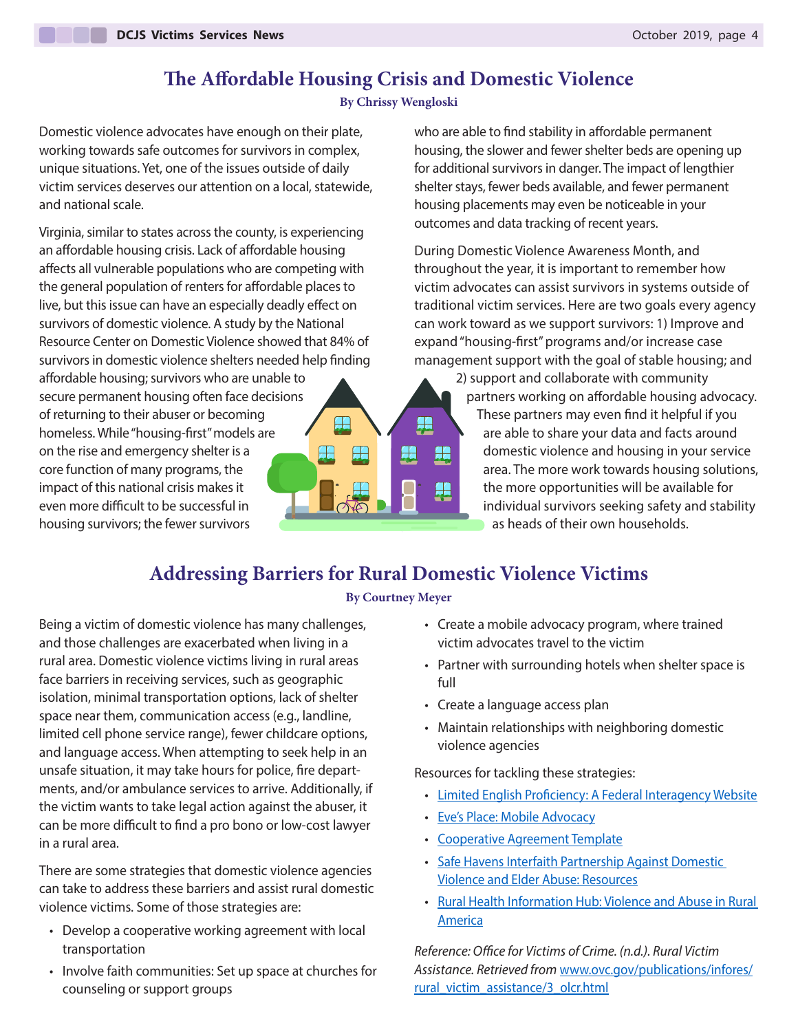## The Affordable Housing Crisis and Domestic Violence

**By Chrissy Wengloski**

Domestic violence advocates have enough on their plate, working towards safe outcomes for survivors in complex, unique situations. Yet, one of the issues outside of daily victim services deserves our attention on a local, statewide, and national scale.

Virginia, similar to states across the county, is experiencing an affordable housing crisis. Lack of affordable housing affects all vulnerable populations who are competing with the general population of renters for affordable places to live, but this issue can have an especially deadly effect on survivors of domestic violence. A study by the National Resource Center on Domestic Violence showed that 84% of survivors in domestic violence shelters needed help finding affordable housing; survivors who are unable to secure permanent housing often face decisions of returning to their abuser or becoming homeless. While "housing-first" models are on the rise and emergency shelter is a core function of many programs, the impact of this national crisis makes it even more difficult to be successful in housing survivors; the fewer survivors who are able to find stability in affordable permanent housing, the slower and fewer shelter beds are opening up for additional survivors in danger. The impact of lengthier shelter stays, fewer beds available, and fewer permanent housing placements may even be noticeable in your outcomes and data tracking of recent years.

During Domestic Violence Awareness Month, and throughout the year, it is important to remember how victim advocates can assist survivors in systems outside of traditional victim services. Here are two goals every agency can work toward as we support survivors: 1) Improve and expand "housing-first" programs and/or increase case management support with the goal of stable housing; and 2) support and collaborate with community partners working on affordable housing advocacy. These partners may even find it helpful if you are able to share your data and facts around domestic violence and housing in your service area. The more work towards housing solutions, the more opportunities will be available for individual survivors seeking safety and stability as heads of their own households.

## Addressing Barriers for Rural Domestic Violence Victims

**By Courtney Meyer**

Being a victim of domestic violence has many challenges, and those challenges are exacerbated when living in a rural area. Domestic violence victims living in rural areas face barriers in receiving services, such as geographic isolation, minimal transportation options, lack of shelter space near them, communication access (e.g., landline, limited cell phone service range), fewer childcare options, and language access. When attempting to seek help in an unsafe situation, it may take hours for police, fire departments, and/or ambulance services to arrive. Additionally, if the victim wants to take legal action against the abuser, it can be more difficult to find a pro bono or low-cost lawyer in a rural area.

There are some strategies that domestic violence agencies can take to address these barriers and assist rural domestic violence victims. Some of those strategies are:

- Develop a cooperative working agreement with local transportation
- Involve faith communities: Set up space at churches for counseling or support groups
- Create a mobile advocacy program, where trained victim advocates travel to the victim
- Partner with surrounding hotels when shelter space is full
- Create a language access plan
- Maintain relationships with neighboring domestic violence agencies

Resources for tackling these strategies:

- Limited English Proficiency: A Federal Interagency Website
- Eve's Place: Mobile Advocacy
- Cooperative Agreement Template
- Safe Havens Interfaith Partnership Against Domestic Violence and Elder Abuse: Resources
- Rural Health Information Hub: Violence and Abuse in Rural America

*Reference: Office for Victims of Crime. (n.d.). Rural Victim Assistance. Retrieved from* www.ovc.gov/publications/infores/rural_victim_assistance/3_olcr.html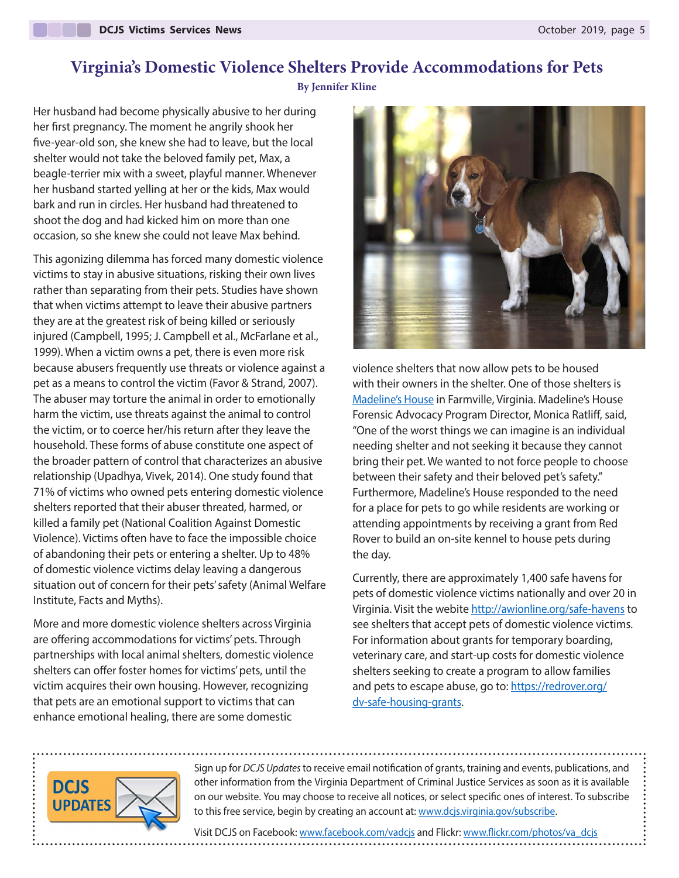# Virginia's Domestic Violence Shelters Provide Accommodations for Pets

**By Jennifer Kline**

Her husband had become physically abusive to her during her first pregnancy. The moment he angrily shook her five-year-old son, she knew she had to leave, but the local shelter would not take the beloved family pet, Max, a beagle-terrier mix with a sweet, playful manner. Whenever her husband started yelling at her or the kids, Max would bark and run in circles. Her husband had threatened to shoot the dog and had kicked him on more than one occasion, so she knew she could not leave Max behind.

This agonizing dilemma has forced many domestic violence victims to stay in abusive situations, risking their own lives rather than separating from their pets. Studies have shown that when victims attempt to leave their abusive partners they are at the greatest risk of being killed or seriously injured (Campbell, 1995; J. Campbell et al., McFarlane et al., 1999). When a victim owns a pet, there is even more risk because abusers frequently use threats or violence against a pet as a means to control the victim (Favor & Strand, 2007). The abuser may torture the animal in order to emotionally harm the victim, use threats against the animal to control the victim, or to coerce her/his return after they leave the household. These forms of abuse constitute one aspect of the broader pattern of control that characterizes an abusive relationship (Upadhya, Vivek, 2014). One study found that 71% of victims who owned pets entering domestic violence shelters reported that their abuser threated, harmed, or killed a family pet (National Coalition Against Domestic Violence). Victims often have to face the impossible choice of abandoning their pets or entering a shelter. Up to 48% of domestic violence victims delay leaving a dangerous situation out of concern for their pets' safety (Animal Welfare Institute, Facts and Myths).

More and more domestic violence shelters across Virginia are offering accommodations for victims' pets. Through partnerships with local animal shelters, domestic violence shelters can offer foster homes for victims' pets, until the victim acquires their own housing. However, recognizing that pets are an emotional support to victims that can enhance emotional healing, there are some domestic violence shelters that now allow pets to be housed with their owners in the shelter. One of those shelters is Madeline's House in Farmville, Virginia. Madeline's House Forensic Advocacy Program Director, Monica Ratliff, said, "One of the worst things we can imagine is an individual needing shelter and not seeking it because they cannot bring their pet. We wanted to not force people to choose between their safety and their beloved pet's safety." Furthermore, Madeline's House responded to the need for a place for pets to go while residents are working or attending appointments by receiving a grant from Red Rover to build an on-site kennel to house pets during the day.

Currently, there are approximately 1,400 safe havens for pets of domestic violence victims nationally and over 20 in Virginia. Visit the webite http://awionline.org/safe-havens to see shelters that accept pets of domestic violence victims. For information about grants for temporary boarding, veterinary care, and start-up costs for domestic violence shelters seeking to create a program to allow families and pets to escape abuse, go to: https://redrover.org/dv-safe-housing-grants.

---

Sign up for *DCJS Updates* to receive email notification of grants, training and events, publications, and other information from the Virginia Department of Criminal Justice Services as soon as it is available on our website. You may choose to receive all notices, or select specific ones of interest. To subscribe to this free service, begin by creating an account at: www.dcjs.virginia.gov/subscribe.

Visit DCJS on Facebook: www.facebook.com/vadcjs and Flickr: www.flickr.com/photos/va_dcjs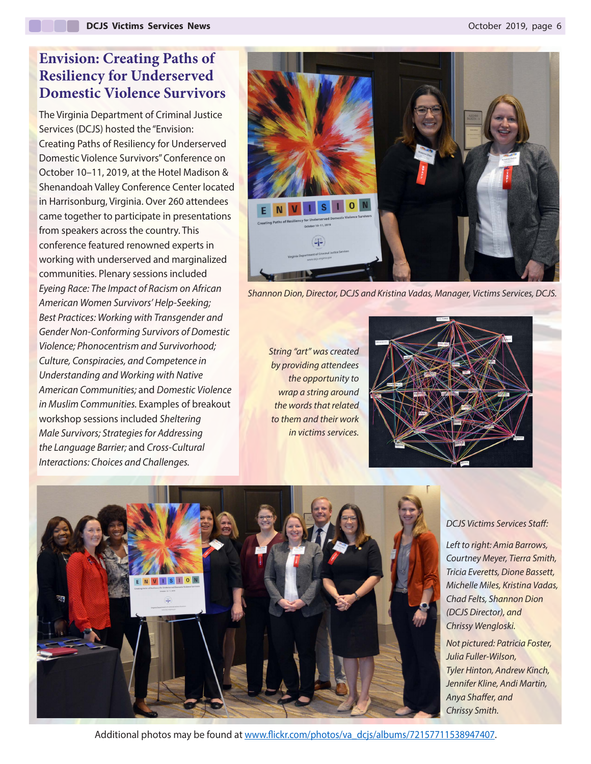## Envision: Creating Paths of Resiliency for Underserved Domestic Violence Survivors

The Virginia Department of Criminal Justice Services (DCJS) hosted the "Envision: Creating Paths of Resiliency for Underserved Domestic Violence Survivors" Conference on October 10–11, 2019, at the Hotel Madison & Shenandoah Valley Conference Center located in Harrisonburg, Virginia. Over 260 attendees came together to participate in presentations from speakers across the country. This conference featured renowned experts in working with underserved and marginalized communities. Plenary sessions included *Eyeing Race: The Impact of Racism on African American Women Survivors' Help-Seeking; Best Practices: Working with Transgender and Gender Non-Conforming Survivors of Domestic Violence; Phonocentrism and Survivorhood; Culture, Conspiracies, and Competence in Understanding and Working with Native American Communities;* and *Domestic Violence in Muslim Communities.* Examples of breakout workshop sessions included *Sheltering Male Survivors; Strategies for Addressing the Language Barrier;* and *Cross-Cultural Interactions: Choices and Challenges.*

*Shannon Dion, Director, DCJS and Kristina Vadas, Manager, Victims Services, DCJS.*

*String "art" was created by providing attendees the opportunity to wrap a string around the words that related to them and their work in victims services.*

*DCJS Victims Services Staff:*

*Left to right: Amia Barrows, Courtney Meyer, Tierra Smith, Tricia Everetts, Dione Bassett, Michelle Miles, Kristina Vadas, Chad Felts, Shannon Dion (DCJS Director), and Chrissy Wengloski.*

*Not pictured: Patricia Foster, Julia Fuller-Wilson, Tyler Hinton, Andrew Kinch, Jennifer Kline, Andi Martin, Anya Shaffer, and Chrissy Smith.*

Additional photos may be found at [www.flickr.com/photos/va_dcjs/albums/72157711538947407](www.flickr.com/photos/va_dcjs/albums/72157711538947407).